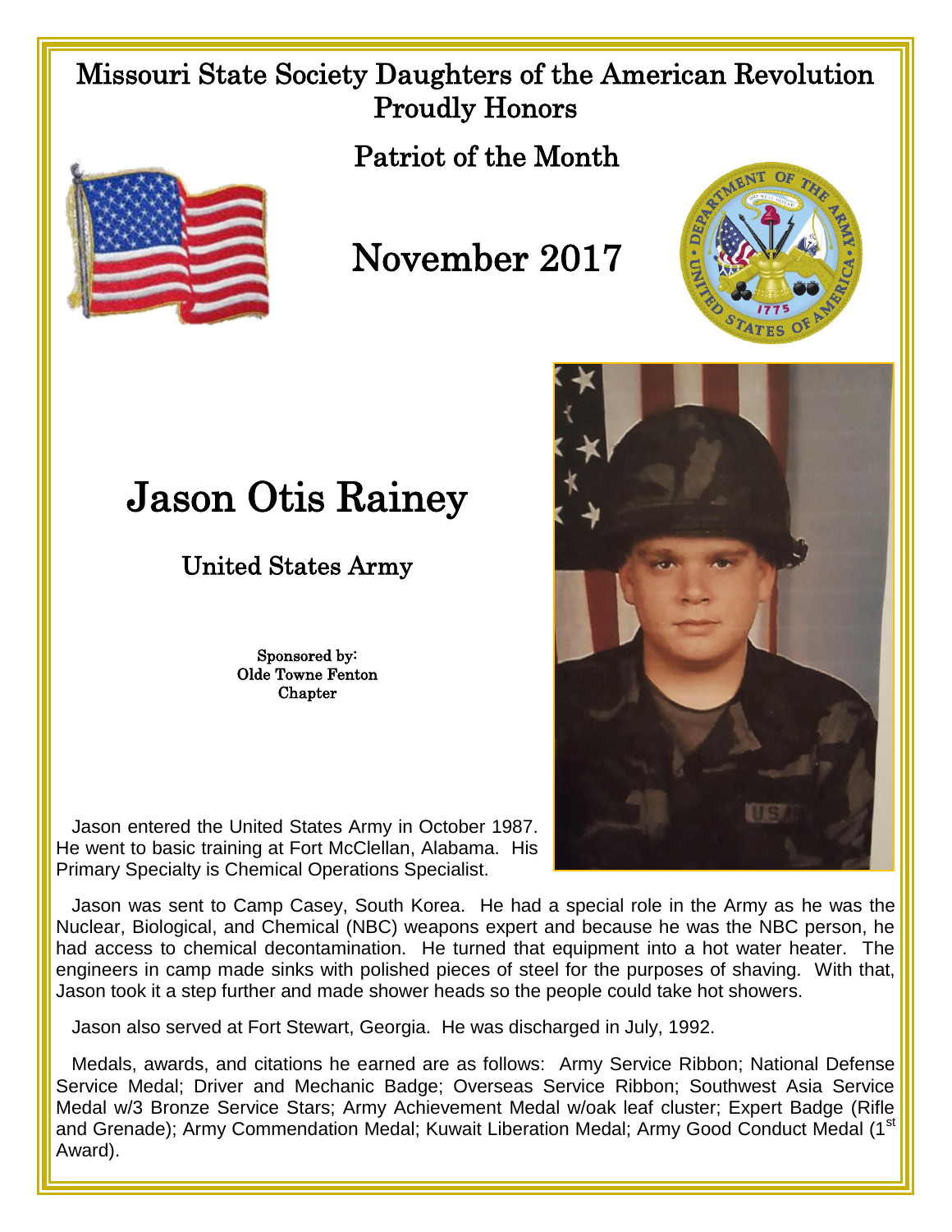Missouri State Society Daughters of the American Revolution
Proudly Honors

Patriot of the Month

# November 2017

# Jason Otis Rainey

## United States Army

**Sponsored by:**
**Olde Towne Fenton**
**Chapter**

Jason entered the United States Army in October 1987. He went to basic training at Fort McClellan, Alabama. His Primary Specialty is Chemical Operations Specialist.

Jason was sent to Camp Casey, South Korea. He had a special role in the Army as he was the Nuclear, Biological, and Chemical (NBC) weapons expert and because he was the NBC person, he had access to chemical decontamination. He turned that equipment into a hot water heater. The engineers in camp made sinks with polished pieces of steel for the purposes of shaving. With that, Jason took it a step further and made shower heads so the people could take hot showers.

Jason also served at Fort Stewart, Georgia. He was discharged in July, 1992.

Medals, awards, and citations he earned are as follows: Army Service Ribbon; National Defense Service Medal; Driver and Mechanic Badge; Overseas Service Ribbon; Southwest Asia Service Medal w/3 Bronze Service Stars; Army Achievement Medal w/oak leaf cluster; Expert Badge (Rifle and Grenade); Army Commendation Medal; Kuwait Liberation Medal; Army Good Conduct Medal (1st Award).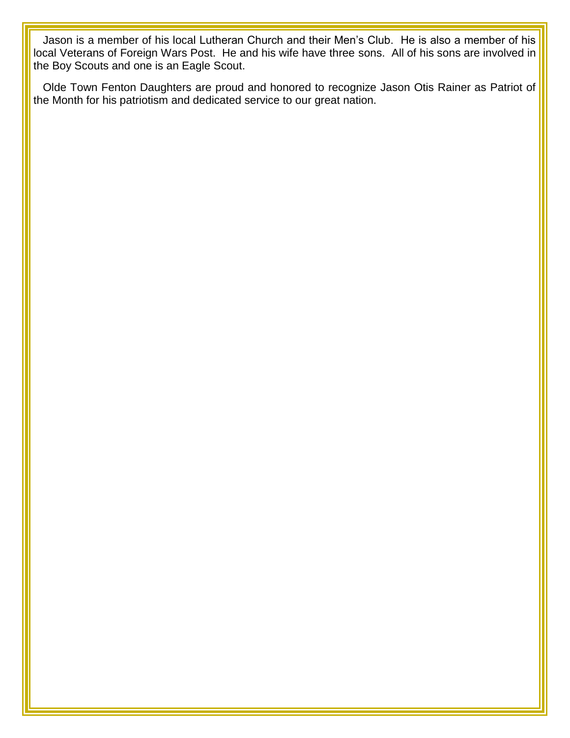Jason is a member of his local Lutheran Church and their Men's Club. He is also a member of his local Veterans of Foreign Wars Post. He and his wife have three sons. All of his sons are involved in the Boy Scouts and one is an Eagle Scout.

Olde Town Fenton Daughters are proud and honored to recognize Jason Otis Rainer as Patriot of the Month for his patriotism and dedicated service to our great nation.